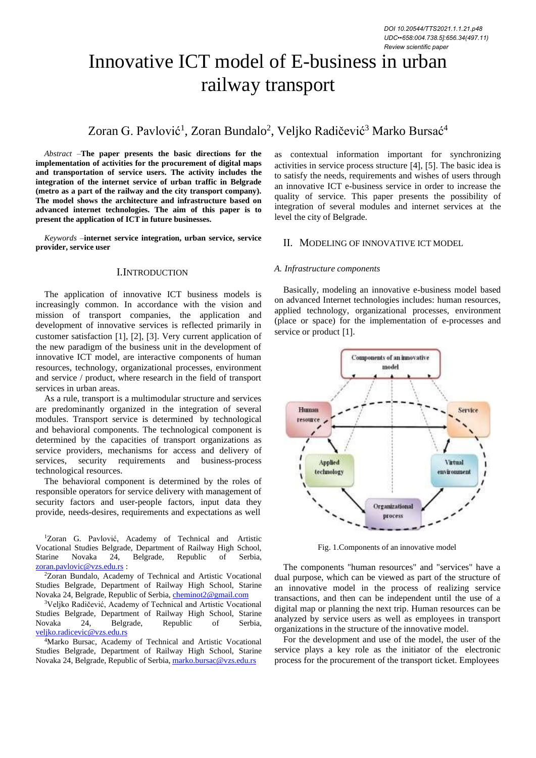DOI 10.20544/TTS2021.1.1.21.p48
UDC••658:004.738.5]:656.34(497.11)
*Review scientific paper*

# Innovative ICT model of E-business in urban railway transport

Zoran G. Pavlović[1], Zoran Bundalo[2], Veljko Radičević[3] Marko Bursać[4]

*Abstract* –**The paper presents the basic directions for the implementation of activities for the procurement of digital maps and transportation of service users. The activity includes the integration of the internet service of urban traffic in Belgrade (metro as a part of the railway and the city transport company). The model shows the architecture and infrastructure based on advanced internet technologies. The aim of this paper is to present the application of ICT in future businesses.**

*Keywords* –**internet service integration, urban service, service provider, service user**

## I. INTRODUCTION

The application of innovative ICT business models is increasingly common. In accordance with the vision and mission of transport companies, the application and development of innovative services is reflected primarily in customer satisfaction [1], [2], [3]. Very current application of the new paradigm of the business unit in the development of innovative ICT model, are interactive components of human resources, technology, organizational processes, environment and service / product, where research in the field of transport services in urban areas.

As a rule, transport is a multimodular structure and services are predominantly organized in the integration of several modules. Transport service is determined by technological and behavioral components. The technological component is determined by the capacities of transport organizations as service providers, mechanisms for access and delivery of services, security requirements and business-process technological resources.

The behavioral component is determined by the roles of responsible operators for service delivery with management of security factors and user-people factors, input data they provide, needs-desires, requirements and expectations as well as contextual information important for synchronizing activities in service process structure [4], [5]. The basic idea is to satisfy the needs, requirements and wishes of users through an innovative ICT e-business service in order to increase the quality of service. This paper presents the possibility of integration of several modules and internet services at the level the city of Belgrade.

[1]Zoran G. Pavlović, Academy of Technical and Artistic Vocational Studies Belgrade, Department of Railway High School, Starine Novaka 24, Belgrade, Republic of Serbia, zoran.pavlovic@vzs.edu.rs :

[2]Zoran Bundalo, Academy of Technical and Artistic Vocational Studies Belgrade, Department of Railway High School, Starine Novaka 24, Belgrade, Republic of Serbia, cheminot2@gmail.com

[3]Veljko Radičević, Academy of Technical and Artistic Vocational Studies Belgrade, Department of Railway High School, Starine Novaka 24, Belgrade, Republic of Serbia, veljko.radicevic@vzs.edu.rs

[4]Marko Bursac, Academy of Technical and Artistic Vocational Studies Belgrade, Department of Railway High School, Starine Novaka 24, Belgrade, Republic of Serbia, marko.bursac@vzs.edu.rs

## II. MODELING OF INNOVATIVE ICT MODEL

### *A. Infrastructure components*

Basically, modeling an innovative e-business model based on advanced Internet technologies includes: human resources, applied technology, organizational processes, environment (place or space) for the implementation of e-processes and service or product [1].

Fig. 1.Components of an innovative model

The components "human resources" and "services" have a dual purpose, which can be viewed as part of the structure of an innovative model in the process of realizing service transactions, and then can be independent until the use of a digital map or planning the next trip. Human resources can be analyzed by service users as well as employees in transport organizations in the structure of the innovative model.

For the development and use of the model, the user of the service plays a key role as the initiator of the electronic process for the procurement of the transport ticket. Employees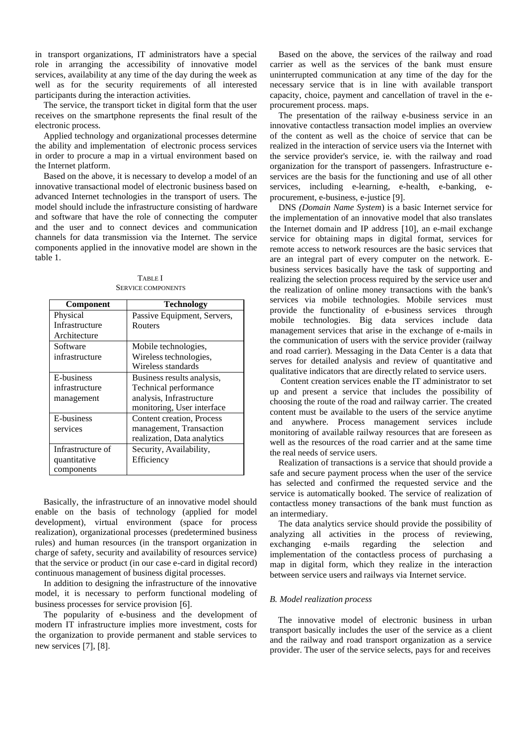in transport organizations, IT administrators have a special role in arranging the accessibility of innovative model services, availability at any time of the day during the week as well as for the security requirements of all interested participants during the interaction activities.

The service, the transport ticket in digital form that the user receives on the smartphone represents the final result of the electronic process.

Applied technology and organizational processes determine the ability and implementation of electronic process services in order to procure a map in a virtual environment based on the Internet platform.

Based on the above, it is necessary to develop a model of an innovative transactional model of electronic business based on advanced Internet technologies in the transport of users. The model should include the infrastructure consisting of hardware and software that have the role of connecting the computer and the user and to connect devices and communication channels for data transmission via the Internet. The service components applied in the innovative model are shown in the table 1.

TABLE I
SERVICE COMPONENTS

| Component | Technology |
|---|---|
| Physical Infrastructure Architecture | Passive Equipment, Servers, Routers |
| Software infrastructure | Mobile technologies, Wireless technologies, Wireless standards |
| E-business infrastructure management | Business results analysis, Technical performance analysis, Infrastructure monitoring, User interface |
| E-business services | Content creation, Process management, Transaction realization, Data analytics |
| Infrastructure of quantitative components | Security, Availability, Efficiency |

Basically, the infrastructure of an innovative model should enable on the basis of technology (applied for model development), virtual environment (space for process realization), organizational processes (predetermined business rules) and human resources (in the transport organization in charge of safety, security and availability of resources service) that the service or product (in our case e-card in digital record) continuous management of business digital processes.

In addition to designing the infrastructure of the innovative model, it is necessary to perform functional modeling of business processes for service provision [6].

The popularity of e-business and the development of modern IT infrastructure implies more investment, costs for the organization to provide permanent and stable services to new services [7], [8].

Based on the above, the services of the railway and road carrier as well as the services of the bank must ensure uninterrupted communication at any time of the day for the necessary service that is in line with available transport capacity, choice, payment and cancellation of travel in the e-procurement process. maps.

The presentation of the railway e-business service in an innovative contactless transaction model implies an overview of the content as well as the choice of service that can be realized in the interaction of service users via the Internet with the service provider's service, ie. with the railway and road organization for the transport of passengers. Infrastructure e-services are the basis for the functioning and use of all other services, including e-learning, e-health, e-banking, e-procurement, e-business, e-justice [9].

DNS *(Domain Name System*) is a basic Internet service for the implementation of an innovative model that also translates the Internet domain and IP address [10], an e-mail exchange service for obtaining maps in digital format, services for remote access to network resources are the basic services that are an integral part of every computer on the network. E-business services basically have the task of supporting and realizing the selection process required by the service user and the realization of online money transactions with the bank's services via mobile technologies. Mobile services must provide the functionality of e-business services through mobile technologies. Big data services include data management services that arise in the exchange of e-mails in the communication of users with the service provider (railway and road carrier). Messaging in the Data Center is a data that serves for detailed analysis and review of quantitative and qualitative indicators that are directly related to service users.

Content creation services enable the IT administrator to set up and present a service that includes the possibility of choosing the route of the road and railway carrier. The created content must be available to the users of the service anytime and anywhere. Process management services include monitoring of available railway resources that are foreseen as well as the resources of the road carrier and at the same time the real needs of service users.

Realization of transactions is a service that should provide a safe and secure payment process when the user of the service has selected and confirmed the requested service and the service is automatically booked. The service of realization of contactless money transactions of the bank must function as an intermediary.

The data analytics service should provide the possibility of analyzing all activities in the process of reviewing, exchanging e-mails regarding the selection and implementation of the contactless process of purchasing a map in digital form, which they realize in the interaction between service users and railways via Internet service.

### *B. Model realization process*

The innovative model of electronic business in urban transport basically includes the user of the service as a client and the railway and road transport organization as a service provider. The user of the service selects, pays for and receives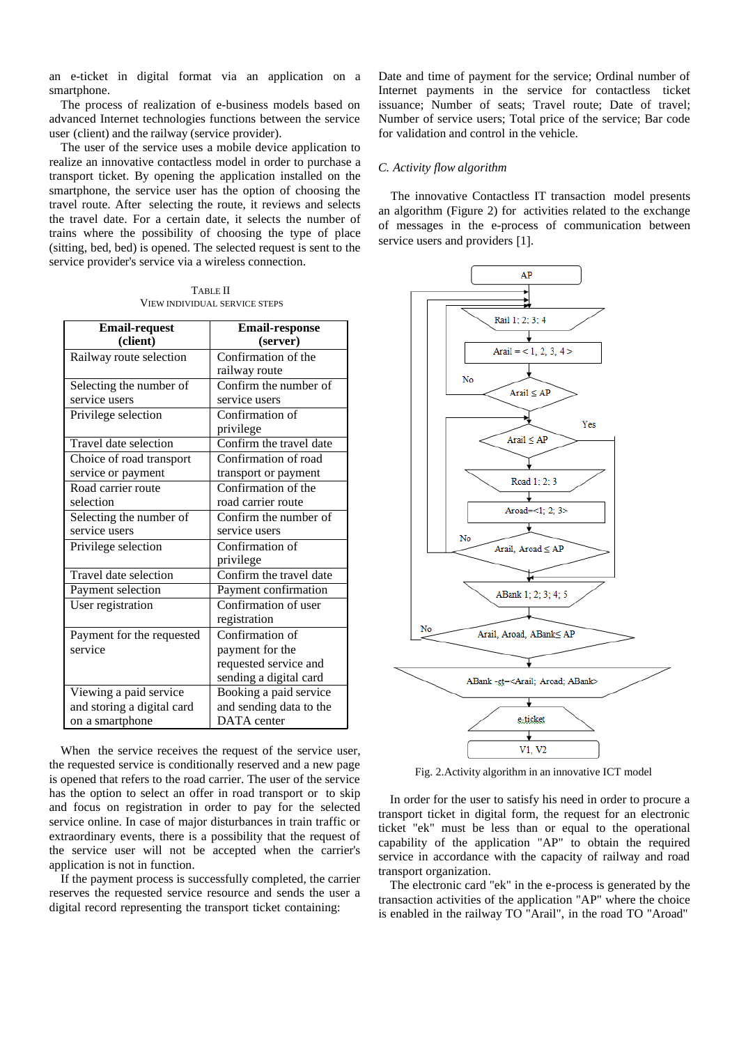an e-ticket in digital format via an application on a smartphone.

The process of realization of e-business models based on advanced Internet technologies functions between the service user (client) and the railway (service provider).

The user of the service uses a mobile device application to realize an innovative contactless model in order to purchase a transport ticket. By opening the application installed on the smartphone, the service user has the option of choosing the travel route. After selecting the route, it reviews and selects the travel date. For a certain date, it selects the number of trains where the possibility of choosing the type of place (sitting, bed, bed) is opened. The selected request is sent to the service provider's service via a wireless connection.

TABLE II
VIEW INDIVIDUAL SERVICE STEPS

| Email-request (client) | Email-response (server) |
|---|---|
| Railway route selection | Confirmation of the railway route |
| Selecting the number of service users | Confirm the number of service users |
| Privilege selection | Confirmation of privilege |
| Travel date selection | Confirm the travel date |
| Choice of road transport service or payment | Confirmation of road transport or payment |
| Road carrier route selection | Confirmation of the road carrier route |
| Selecting the number of service users | Confirm the number of service users |
| Privilege selection | Confirmation of privilege |
| Travel date selection | Confirm the travel date |
| Payment selection | Payment confirmation |
| User registration | Confirmation of user registration |
| Payment for the requested service | Confirmation of payment for the requested service and sending a digital card |
| Viewing a paid service and storing a digital card on a smartphone | Booking a paid service and sending data to the DATA center |

When the service receives the request of the service user, the requested service is conditionally reserved and a new page is opened that refers to the road carrier. The user of the service has the option to select an offer in road transport or to skip and focus on registration in order to pay for the selected service online. In case of major disturbances in train traffic or extraordinary events, there is a possibility that the request of the service user will not be accepted when the carrier's application is not in function.

If the payment process is successfully completed, the carrier reserves the requested service resource and sends the user a digital record representing the transport ticket containing: Date and time of payment for the service; Ordinal number of Internet payments in the service for contactless ticket issuance; Number of seats; Travel route; Date of travel; Number of service users; Total price of the service; Bar code for validation and control in the vehicle.

*C. Activity flow algorithm*

The innovative Contactless IT transaction model presents an algorithm (Figure 2) for activities related to the exchange of messages in the e-process of communication between service users and providers [1].

Fig. 2.Activity algorithm in an innovative ICT model

In order for the user to satisfy his need in order to procure a transport ticket in digital form, the request for an electronic ticket "ek" must be less than or equal to the operational capability of the application "AP" to obtain the required service in accordance with the capacity of railway and road transport organization.

The electronic card "ek" in the e-process is generated by the transaction activities of the application "AP" where the choice is enabled in the railway TO "Arail", in the road TO "Aroad"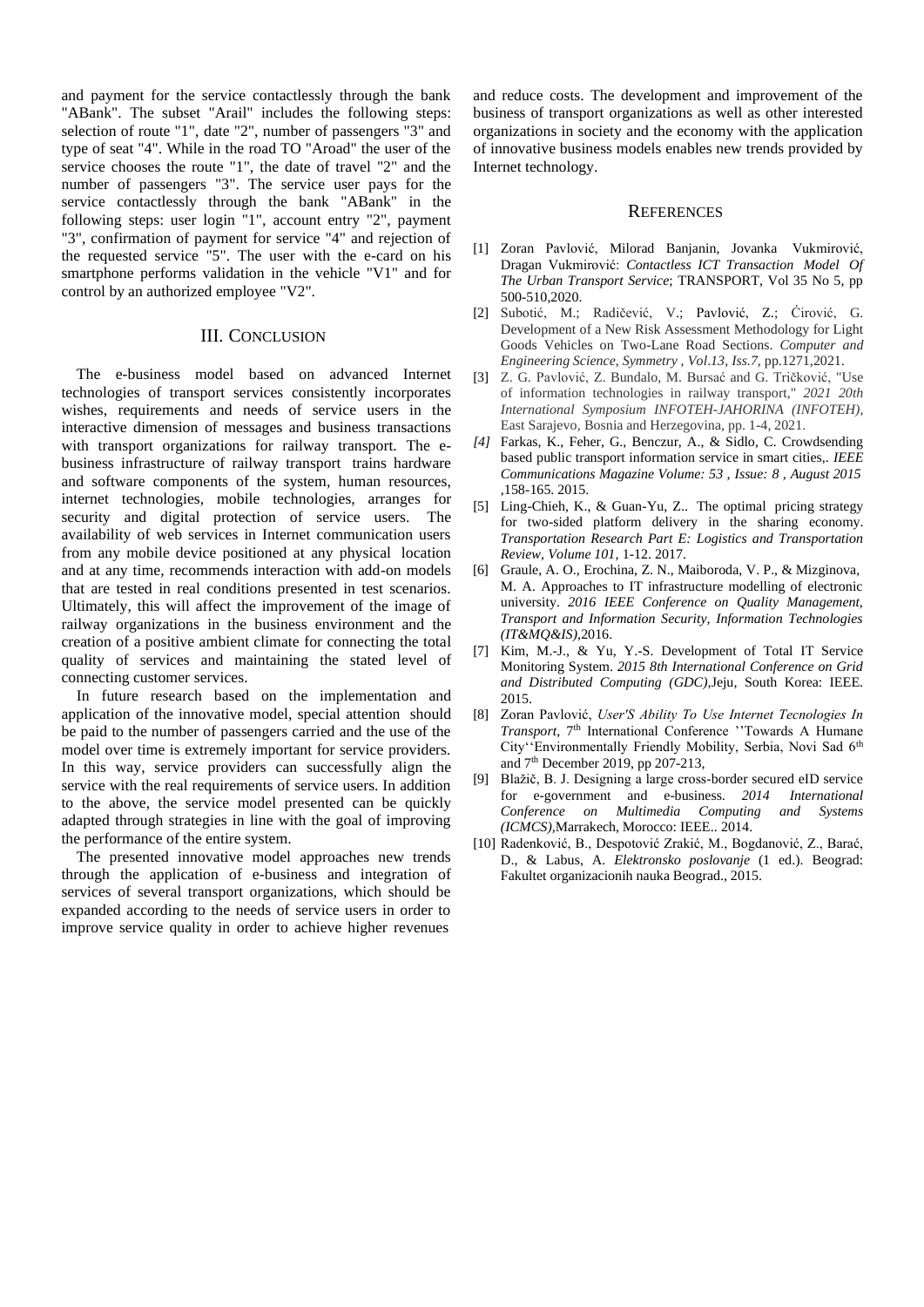and payment for the service contactlessly through the bank "ABank". The subset "Arail" includes the following steps: selection of route "1", date "2", number of passengers "3" and type of seat "4". While in the road TO "Aroad" the user of the service chooses the route "1", the date of travel "2" and the number of passengers "3". The service user pays for the service contactlessly through the bank "ABank" in the following steps: user login "1", account entry "2", payment "3", confirmation of payment for service "4" and rejection of the requested service "5". The user with the e-card on his smartphone performs validation in the vehicle "V1" and for control by an authorized employee "V2".

## III. Conclusion

The e-business model based on advanced Internet technologies of transport services consistently incorporates wishes, requirements and needs of service users in the interactive dimension of messages and business transactions with transport organizations for railway transport. The e-business infrastructure of railway transport trains hardware and software components of the system, human resources, internet technologies, mobile technologies, arranges for security and digital protection of service users. The availability of web services in Internet communication users from any mobile device positioned at any physical location and at any time, recommends interaction with add-on models that are tested in real conditions presented in test scenarios. Ultimately, this will affect the improvement of the image of railway organizations in the business environment and the creation of a positive ambient climate for connecting the total quality of services and maintaining the stated level of connecting customer services.

In future research based on the implementation and application of the innovative model, special attention should be paid to the number of passengers carried and the use of the model over time is extremely important for service providers. In this way, service providers can successfully align the service with the real requirements of service users. In addition to the above, the service model presented can be quickly adapted through strategies in line with the goal of improving the performance of the entire system.

The presented innovative model approaches new trends through the application of e-business and integration of services of several transport organizations, which should be expanded according to the needs of service users in order to improve service quality in order to achieve higher revenues and reduce costs. The development and improvement of the business of transport organizations as well as other interested organizations in society and the economy with the application of innovative business models enables new trends provided by Internet technology.

## References

[1] Zoran Pavlović, Milorad Banjanin, Jovanka Vukmirović, Dragan Vukmirović: *Contactless ICT Transaction Model Of The Urban Transport Service*; TRANSPORT, Vol 35 No 5, pp 500-510,2020.

[2] Subotić, M.; Radičević, V.; Pavlović, Z.; Ćirović, G. Development of a New Risk Assessment Methodology for Light Goods Vehicles on Two-Lane Road Sections. *Computer and Engineering Science, Symmetry , Vol.13, Iss.7,* pp.1271,2021.

[3] Z. G. Pavlović, Z. Bundalo, M. Bursać and G. Tričković, "Use of information technologies in railway transport," *2021 20th International Symposium INFOTEH-JAHORINA (INFOTEH)*, East Sarajevo, Bosnia and Herzegovina, pp. 1-4, 2021.

*[4]* Farkas, K., Feher, G., Benczur, A., & Sidlo, C. Crowdsending based public transport information service in smart cities,. *IEEE Communications Magazine Volume: 53 , Issue: 8 , August 2015* ,158-165. 2015.

[5] Ling-Chieh, K., & Guan-Yu, Z.. The optimal pricing strategy for two-sided platform delivery in the sharing economy. *Transportation Research Part E: Logistics and Transportation Review, Volume 101,* 1-12. 2017.

[6] Graule, A. O., Erochina, Z. N., Maiboroda, V. P., & Mizginova, M. A. Approaches to IT infrastructure modelling of electronic university. *2016 IEEE Conference on Quality Management, Transport and Information Security, Information Technologies (IT&MQ&IS),*2016.

[7] Kim, M.-J., & Yu, Y.-S. Development of Total IT Service Monitoring System. *2015 8th International Conference on Grid and Distributed Computing (GDC),*Jeju, South Korea: IEEE. 2015.

[8] Zoran Pavlović, *User'S Ability To Use Internet Tecnologies In Transport*, 7th International Conference ''Towards A Humane City''Environmentally Friendly Mobility, Serbia, Novi Sad 6th and 7th December 2019, pp 207-213,

[9] Blažič, B. J. Designing a large cross-border secured eID service for e-government and e-business. *2014 International Conference on Multimedia Computing and Systems (ICMCS),*Marrakech, Morocco: IEEE.. 2014.

[10] Radenković, B., Despotović Zrakić, M., Bogdanović, Z., Barać, D., & Labus, A. *Elektronsko poslovanje* (1 ed.). Beograd: Fakultet organizacionih nauka Beograd., 2015.